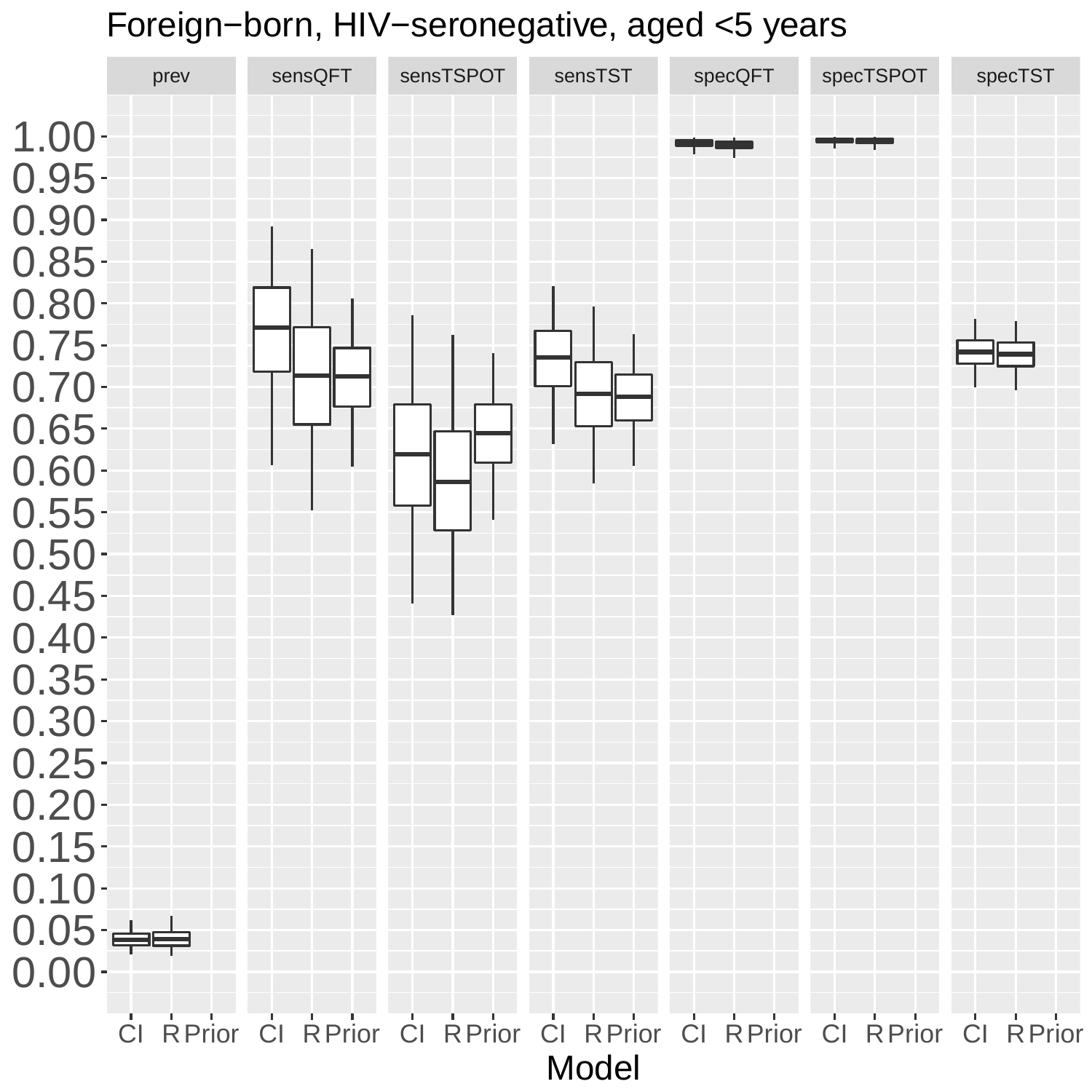Foreign−born, HIV−seronegative, aged <5 years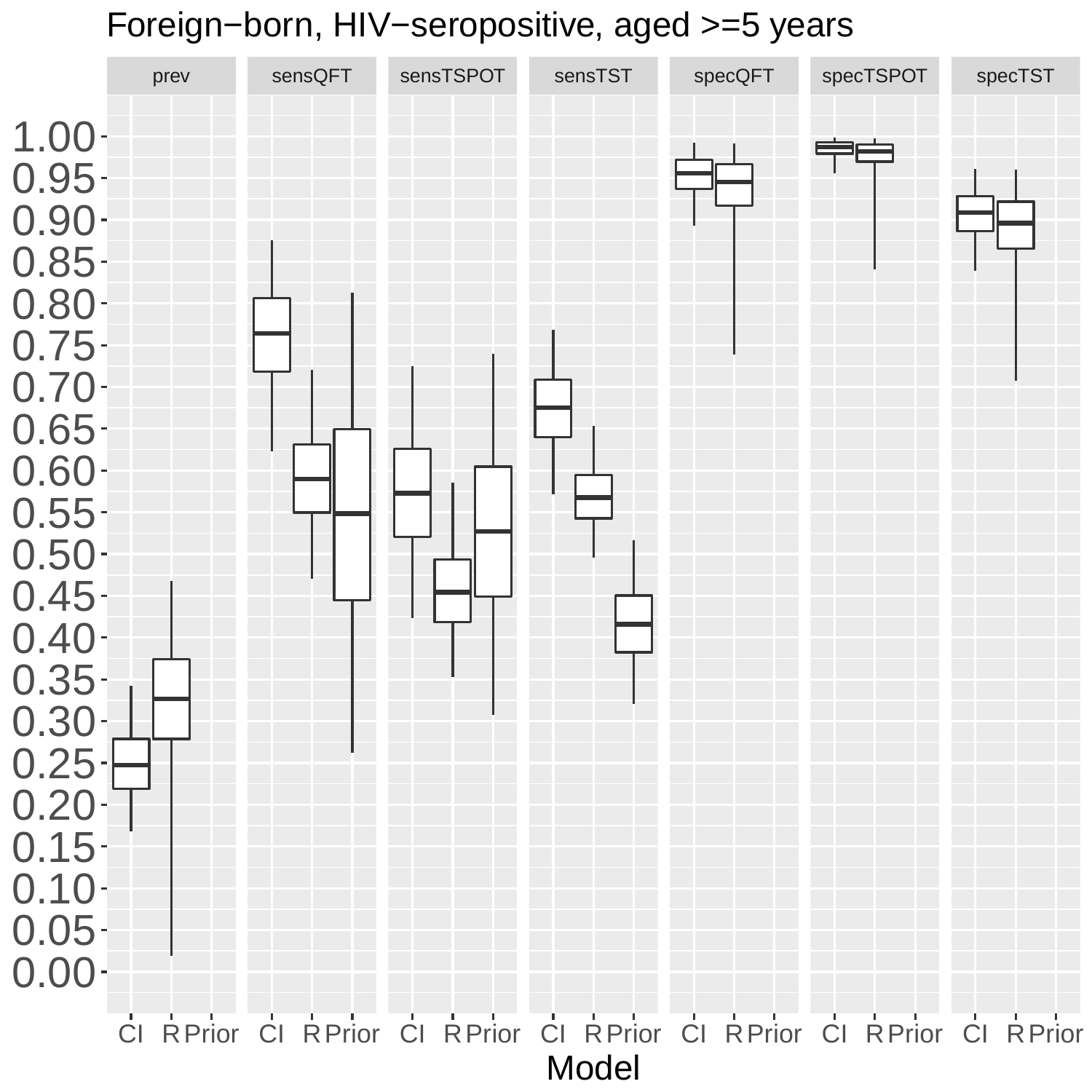Foreign−born, HIV−seropositive, aged >=5 years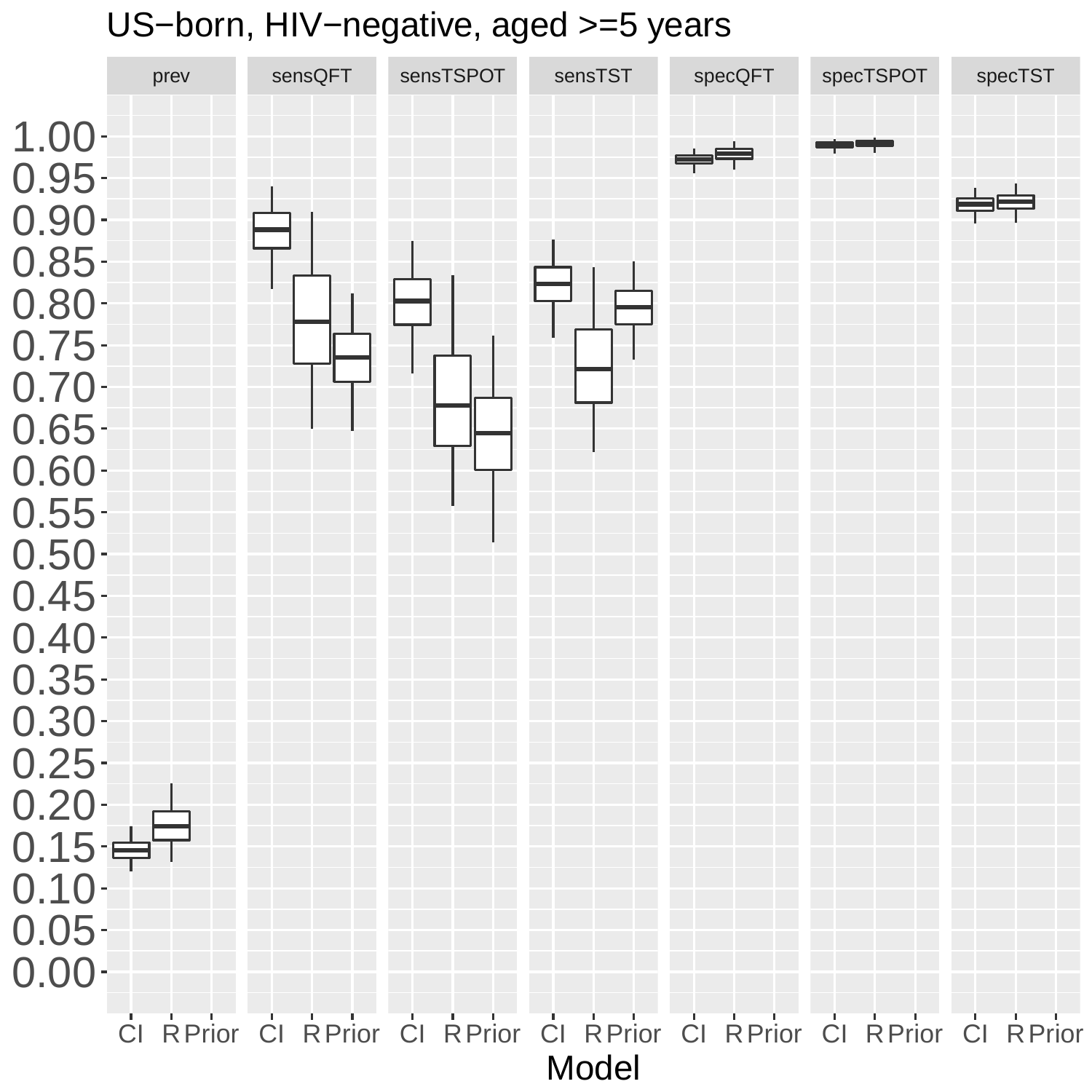US−born, HIV−negative, aged >=5 years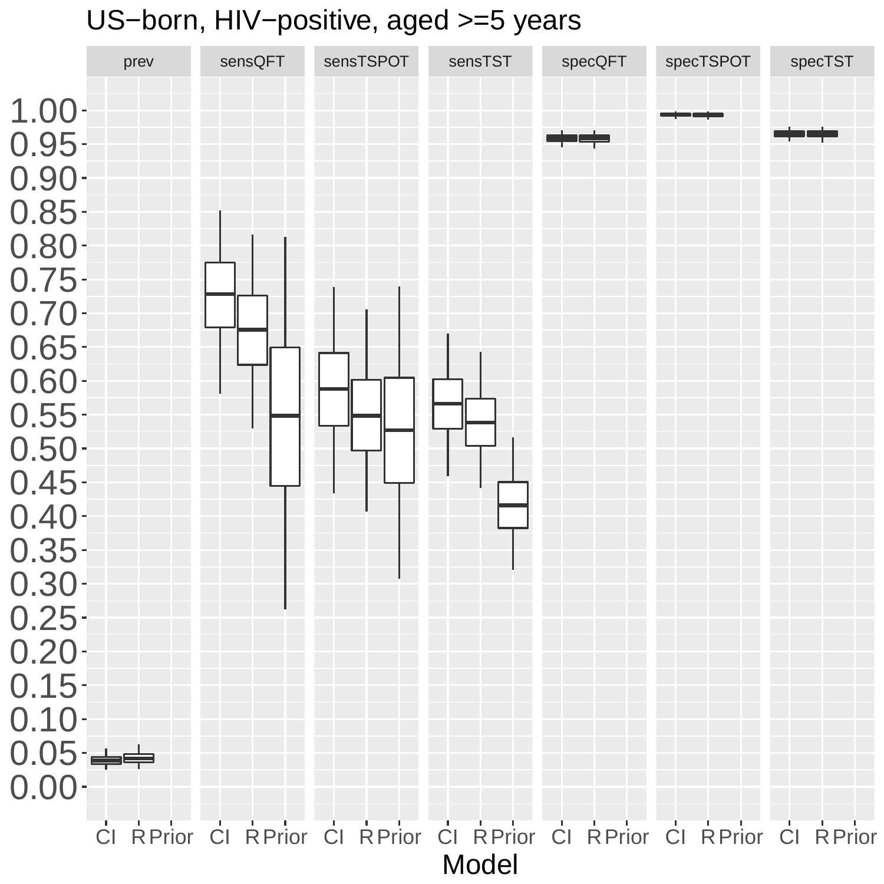US−born, HIV−positive, aged >=5 years

prev
sensQFT
sensTSPOT
sensTST
specQFT
specTSPOT
specTST

1.00
0.95
0.90
0.85
0.80
0.75
0.70
0.65
0.60
0.55
0.50
0.45
0.40
0.35
0.30
0.25
0.20
0.15
0.10
0.05
0.00

CI R Prior CI R Prior CI R Prior CI R Prior CI R Prior CI R Prior CI R Prior

Model